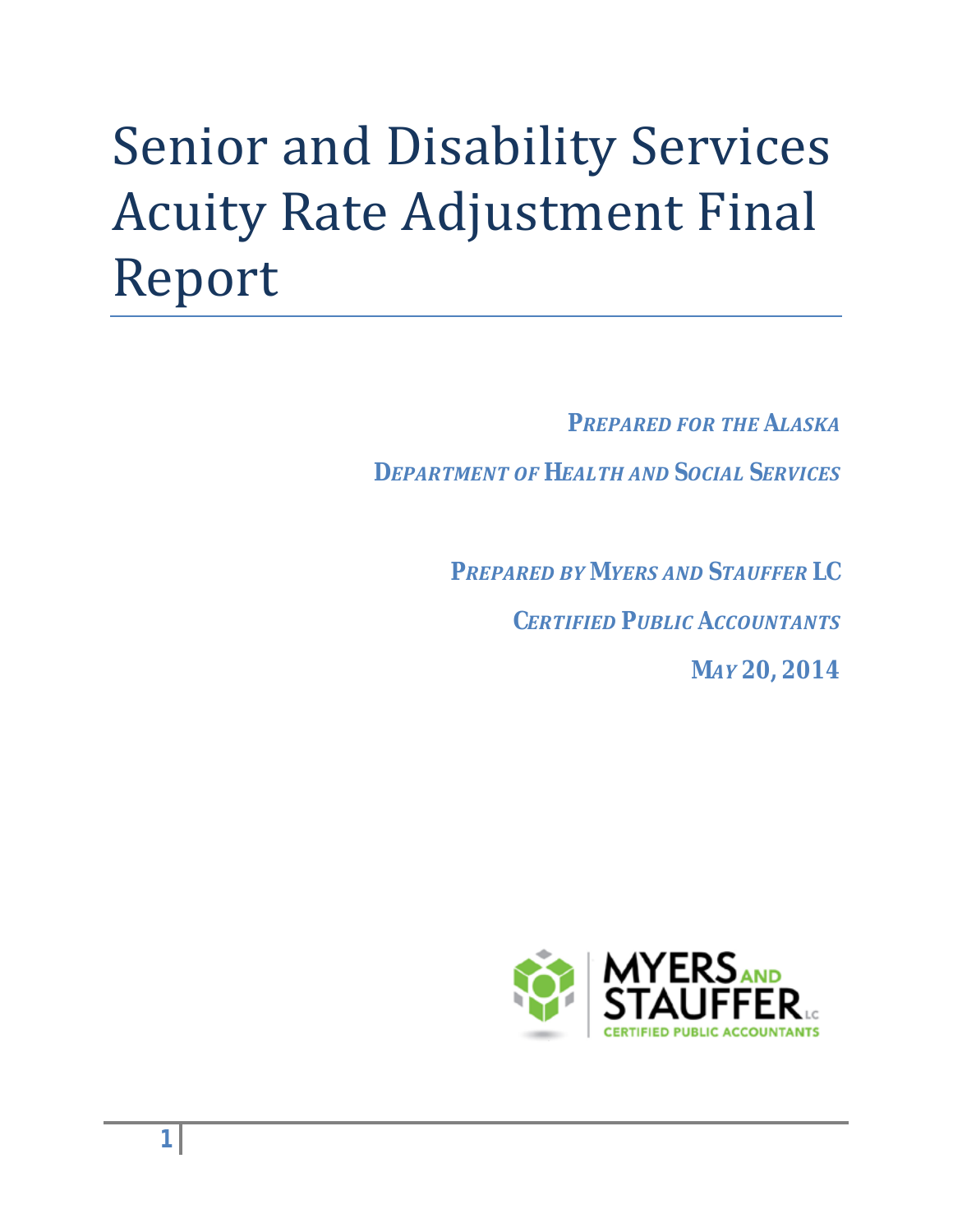# Senior and Disability Services Acuity Rate Adjustment Final Report

*PREPARED FOR THE ALASKA*

*DEPARTMENT OF HEALTH AND SOCIAL SERVICES*

*PREPARED BY MYERS AND STAUFFER LC*

*CERTIFIED PUBLIC ACCOUNTANTS*

*MAY 20, 2014*

MYERS AND STAUFFER LC

CERTIFIED PUBLIC ACCOUNTANTS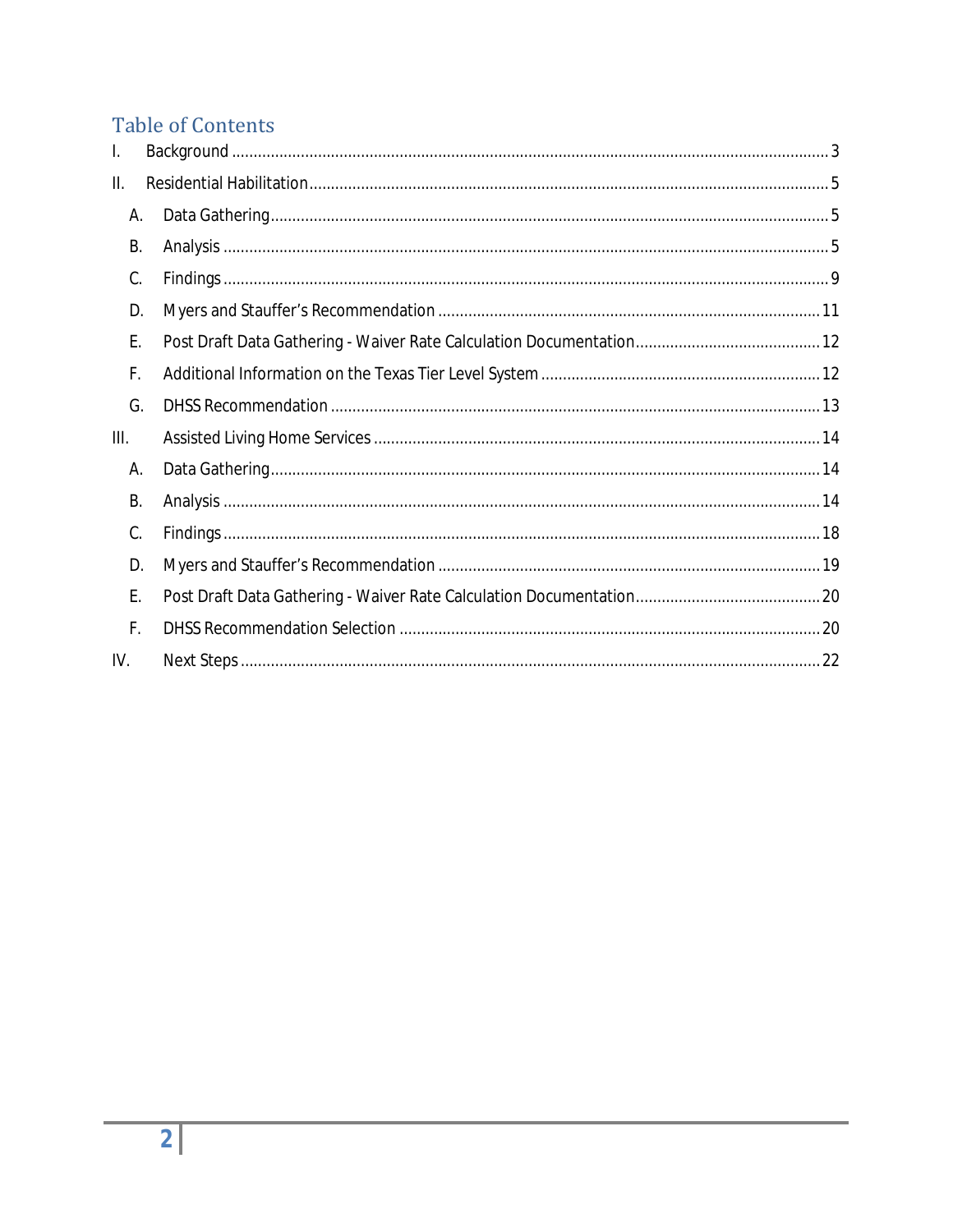# Table of Contents

I. Background ..... 3

II. Residential Habilitation ..... 5

- A. Data Gathering ..... 5
- B. Analysis ..... 5
- C. Findings ..... 9
- D. Myers and Stauffer's Recommendation ..... 11
- E. Post Draft Data Gathering - Waiver Rate Calculation Documentation ..... 12
- F. Additional Information on the Texas Tier Level System ..... 12
- G. DHSS Recommendation ..... 13

III. Assisted Living Home Services ..... 14

- A. Data Gathering ..... 14
- B. Analysis ..... 14
- C. Findings ..... 18
- D. Myers and Stauffer's Recommendation ..... 19
- E. Post Draft Data Gathering - Waiver Rate Calculation Documentation ..... 20
- F. DHSS Recommendation Selection ..... 20

IV. Next Steps ..... 22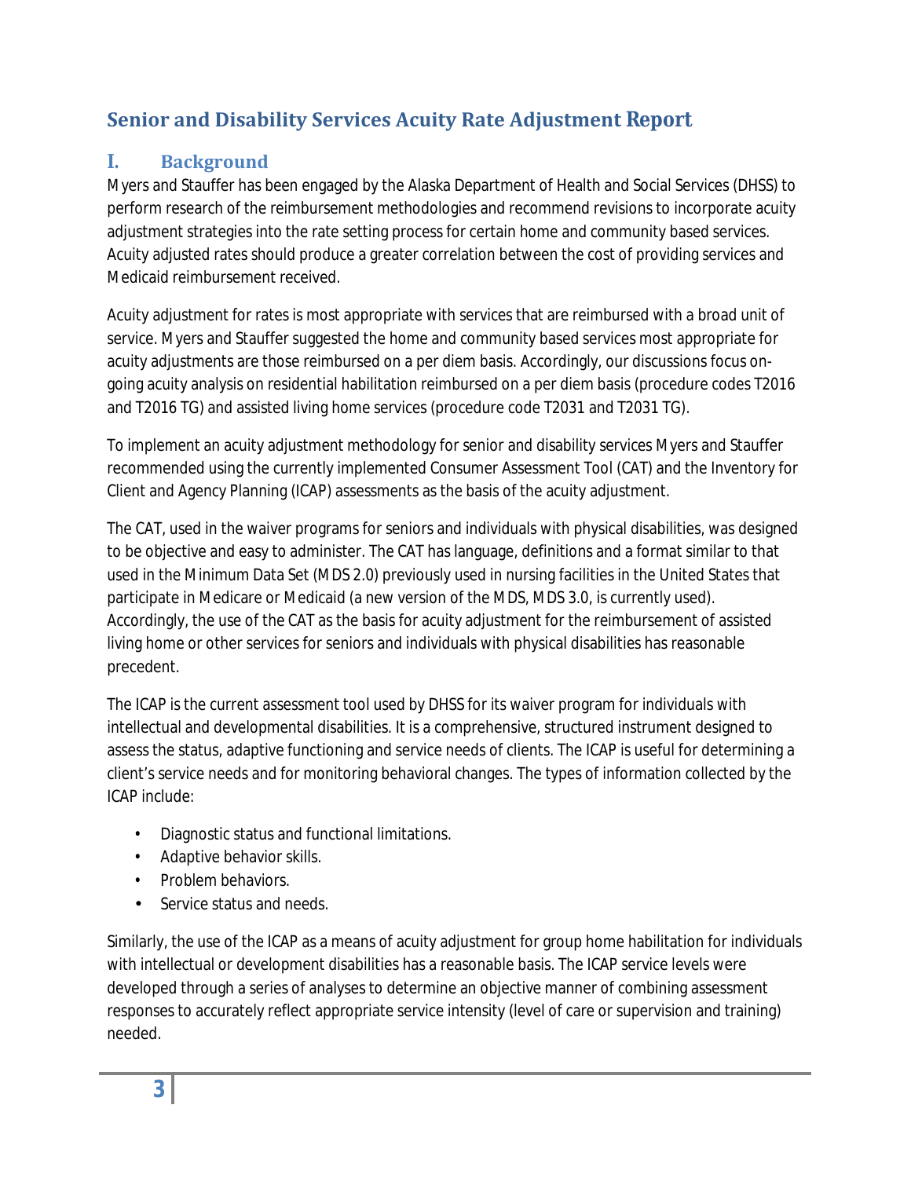# Senior and Disability Services Acuity Rate Adjustment Report

## I. Background

Myers and Stauffer has been engaged by the Alaska Department of Health and Social Services (DHSS) to perform research of the reimbursement methodologies and recommend revisions to incorporate acuity adjustment strategies into the rate setting process for certain home and community based services. Acuity adjusted rates should produce a greater correlation between the cost of providing services and Medicaid reimbursement received.

Acuity adjustment for rates is most appropriate with services that are reimbursed with a broad unit of service. Myers and Stauffer suggested the home and community based services most appropriate for acuity adjustments are those reimbursed on a per diem basis. Accordingly, our discussions focus on-going acuity analysis on residential habilitation reimbursed on a per diem basis (procedure codes T2016 and T2016 TG) and assisted living home services (procedure code T2031 and T2031 TG).

To implement an acuity adjustment methodology for senior and disability services Myers and Stauffer recommended using the currently implemented Consumer Assessment Tool (CAT) and the Inventory for Client and Agency Planning (ICAP) assessments as the basis of the acuity adjustment.

The CAT, used in the waiver programs for seniors and individuals with physical disabilities, was designed to be objective and easy to administer. The CAT has language, definitions and a format similar to that used in the Minimum Data Set (MDS 2.0) previously used in nursing facilities in the United States that participate in Medicare or Medicaid (a new version of the MDS, MDS 3.0, is currently used). Accordingly, the use of the CAT as the basis for acuity adjustment for the reimbursement of assisted living home or other services for seniors and individuals with physical disabilities has reasonable precedent.

The ICAP is the current assessment tool used by DHSS for its waiver program for individuals with intellectual and developmental disabilities. It is a comprehensive, structured instrument designed to assess the status, adaptive functioning and service needs of clients. The ICAP is useful for determining a client's service needs and for monitoring behavioral changes. The types of information collected by the ICAP include:

- Diagnostic status and functional limitations.
- Adaptive behavior skills.
- Problem behaviors.
- Service status and needs.

Similarly, the use of the ICAP as a means of acuity adjustment for group home habilitation for individuals with intellectual or development disabilities has a reasonable basis. The ICAP service levels were developed through a series of analyses to determine an objective manner of combining assessment responses to accurately reflect appropriate service intensity (level of care or supervision and training) needed.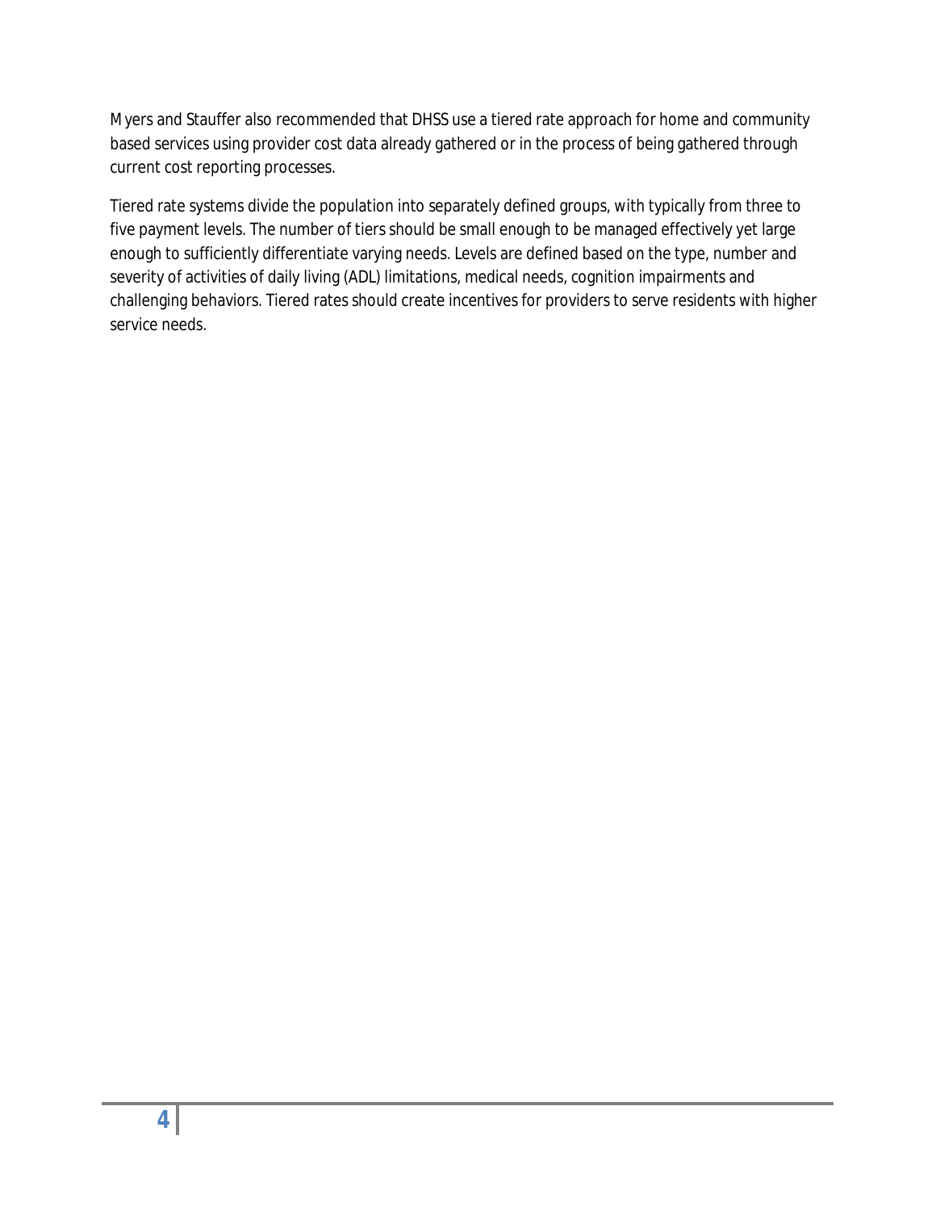Myers and Stauffer also recommended that DHSS use a tiered rate approach for home and community based services using provider cost data already gathered or in the process of being gathered through current cost reporting processes.

Tiered rate systems divide the population into separately defined groups, with typically from three to five payment levels. The number of tiers should be small enough to be managed effectively yet large enough to sufficiently differentiate varying needs. Levels are defined based on the type, number and severity of activities of daily living (ADL) limitations, medical needs, cognition impairments and challenging behaviors. Tiered rates should create incentives for providers to serve residents with higher service needs.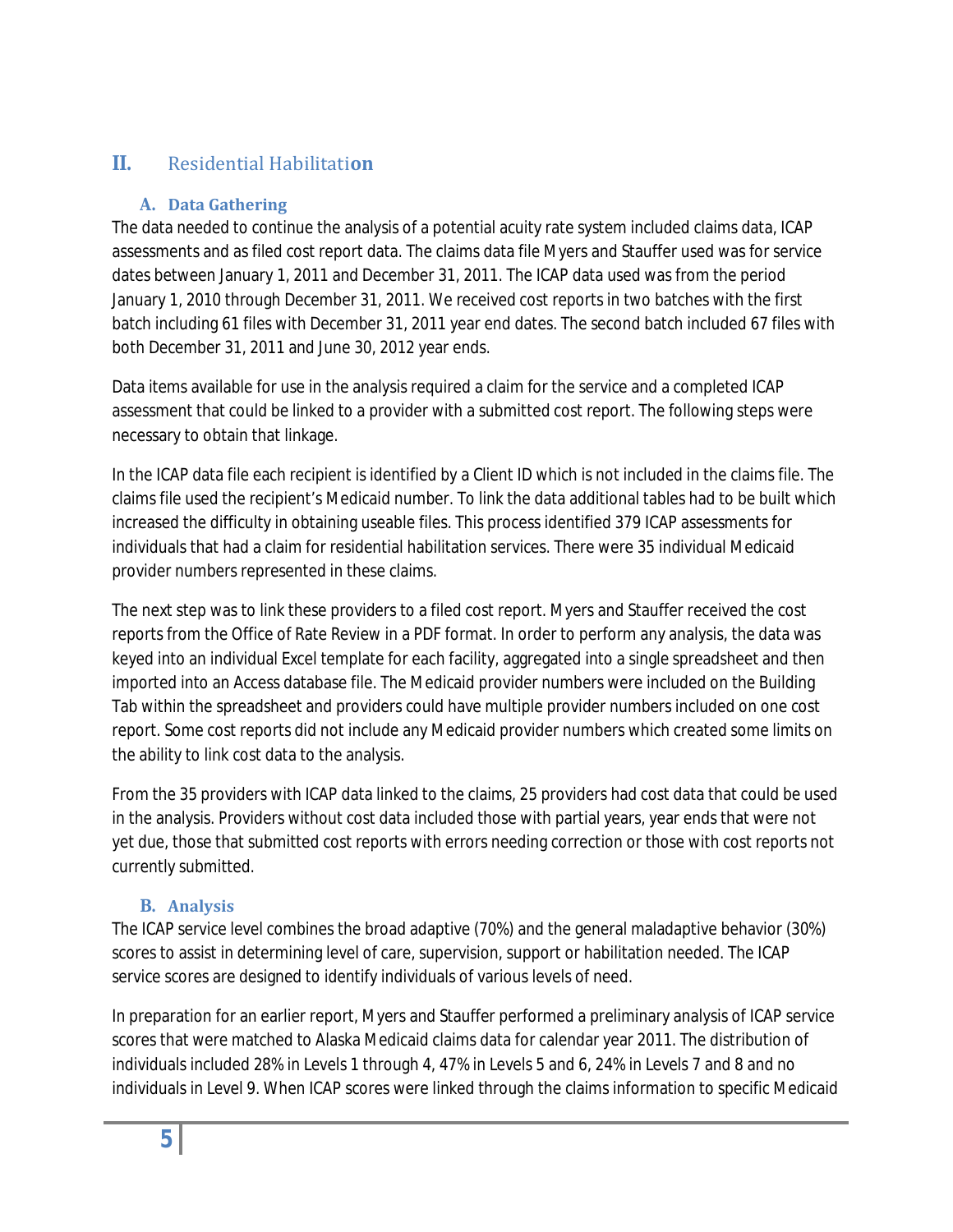## II. Residential Habilitation

### A. Data Gathering

The data needed to continue the analysis of a potential acuity rate system included claims data, ICAP assessments and as filed cost report data. The claims data file Myers and Stauffer used was for service dates between January 1, 2011 and December 31, 2011. The ICAP data used was from the period January 1, 2010 through December 31, 2011. We received cost reports in two batches with the first batch including 61 files with December 31, 2011 year end dates. The second batch included 67 files with both December 31, 2011 and June 30, 2012 year ends.

Data items available for use in the analysis required a claim for the service and a completed ICAP assessment that could be linked to a provider with a submitted cost report. The following steps were necessary to obtain that linkage.

In the ICAP data file each recipient is identified by a Client ID which is not included in the claims file. The claims file used the recipient's Medicaid number. To link the data additional tables had to be built which increased the difficulty in obtaining useable files. This process identified 379 ICAP assessments for individuals that had a claim for residential habilitation services. There were 35 individual Medicaid provider numbers represented in these claims.

The next step was to link these providers to a filed cost report. Myers and Stauffer received the cost reports from the Office of Rate Review in a PDF format. In order to perform any analysis, the data was keyed into an individual Excel template for each facility, aggregated into a single spreadsheet and then imported into an Access database file. The Medicaid provider numbers were included on the Building Tab within the spreadsheet and providers could have multiple provider numbers included on one cost report. Some cost reports did not include any Medicaid provider numbers which created some limits on the ability to link cost data to the analysis.

From the 35 providers with ICAP data linked to the claims, 25 providers had cost data that could be used in the analysis. Providers without cost data included those with partial years, year ends that were not yet due, those that submitted cost reports with errors needing correction or those with cost reports not currently submitted.

### B. Analysis

The ICAP service level combines the broad adaptive (70%) and the general maladaptive behavior (30%) scores to assist in determining level of care, supervision, support or habilitation needed. The ICAP service scores are designed to identify individuals of various levels of need.

In preparation for an earlier report, Myers and Stauffer performed a preliminary analysis of ICAP service scores that were matched to Alaska Medicaid claims data for calendar year 2011. The distribution of individuals included 28% in Levels 1 through 4, 47% in Levels 5 and 6, 24% in Levels 7 and 8 and no individuals in Level 9. When ICAP scores were linked through the claims information to specific Medicaid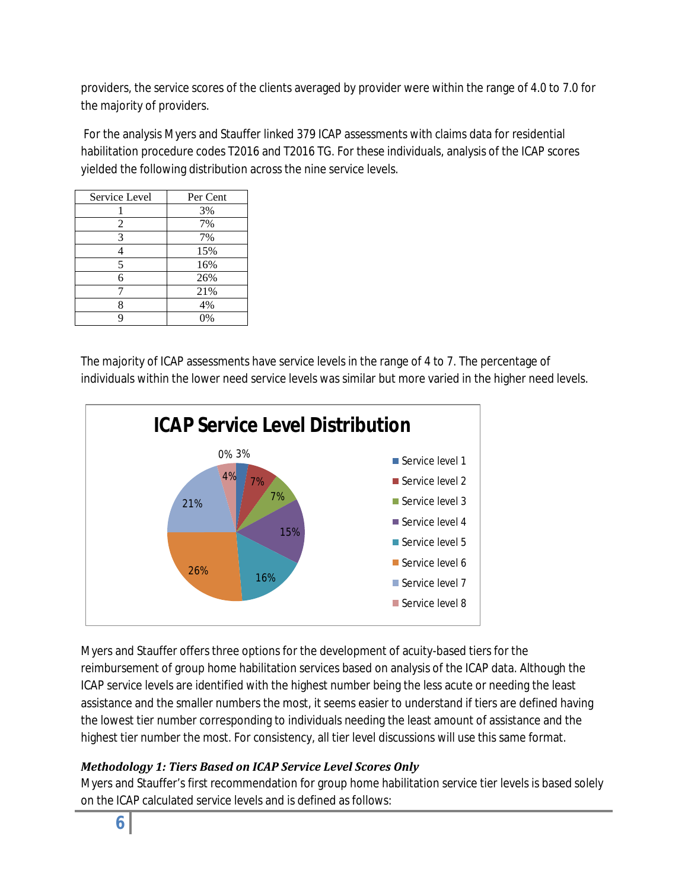providers, the service scores of the clients averaged by provider were within the range of 4.0 to 7.0 for the majority of providers.

For the analysis Myers and Stauffer linked 379 ICAP assessments with claims data for residential habilitation procedure codes T2016 and T2016 TG. For these individuals, analysis of the ICAP scores yielded the following distribution across the nine service levels.

| Service Level | Per Cent |
|---|---|
| 1 | 3% |
| 2 | 7% |
| 3 | 7% |
| 4 | 15% |
| 5 | 16% |
| 6 | 26% |
| 7 | 21% |
| 8 | 4% |
| 9 | 0% |

The majority of ICAP assessments have service levels in the range of 4 to 7. The percentage of individuals within the lower need service levels was similar but more varied in the higher need levels.

**ICAP Service Level Distribution**

| Service level | Percent |
|---|---|
| Service level 1 | 3% |
| Service level 2 | 7% |
| Service level 3 | 7% |
| Service level 4 | 15% |
| Service level 5 | 16% |
| Service level 6 | 26% |
| Service level 7 | 21% |
| Service level 8 | 4% |
| (unlabeled) | 0% |

Myers and Stauffer offers three options for the development of acuity-based tiers for the reimbursement of group home habilitation services based on analysis of the ICAP data. Although the ICAP service levels are identified with the highest number being the less acute or needing the least assistance and the smaller numbers the most, it seems easier to understand if tiers are defined having the lowest tier number corresponding to individuals needing the least amount of assistance and the highest tier number the most. For consistency, all tier level discussions will use this same format.

***Methodology 1: Tiers Based on ICAP Service Level Scores Only***

Myers and Stauffer's first recommendation for group home habilitation service tier levels is based solely on the ICAP calculated service levels and is defined as follows: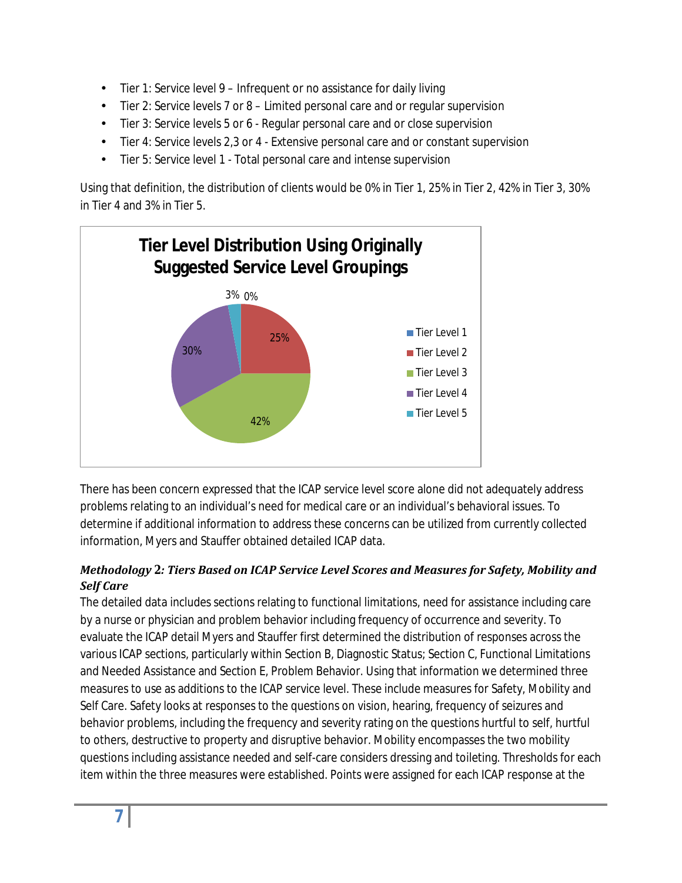- Tier 1: Service level 9 – Infrequent or no assistance for daily living
- Tier 2: Service levels 7 or 8 – Limited personal care and or regular supervision
- Tier 3: Service levels 5 or 6 - Regular personal care and or close supervision
- Tier 4: Service levels 2,3 or 4 - Extensive personal care and or constant supervision
- Tier 5: Service level 1 - Total personal care and intense supervision

Using that definition, the distribution of clients would be 0% in Tier 1, 25% in Tier 2, 42% in Tier 3, 30% in Tier 4 and 3% in Tier 5.

**Tier Level Distribution Using Originally Suggested Service Level Groupings**

| Tier Level | Percent |
|---|---|
| Tier Level 1 | 0% |
| Tier Level 2 | 25% |
| Tier Level 3 | 42% |
| Tier Level 4 | 30% |
| Tier Level 5 | 3% |

There has been concern expressed that the ICAP service level score alone did not adequately address problems relating to an individual's need for medical care or an individual's behavioral issues. To determine if additional information to address these concerns can be utilized from currently collected information, Myers and Stauffer obtained detailed ICAP data.

### *Methodology 2: Tiers Based on ICAP Service Level Scores and Measures for Safety, Mobility and Self Care*

The detailed data includes sections relating to functional limitations, need for assistance including care by a nurse or physician and problem behavior including frequency of occurrence and severity. To evaluate the ICAP detail Myers and Stauffer first determined the distribution of responses across the various ICAP sections, particularly within Section B, Diagnostic Status; Section C, Functional Limitations and Needed Assistance and Section E, Problem Behavior. Using that information we determined three measures to use as additions to the ICAP service level. These include measures for Safety, Mobility and Self Care. Safety looks at responses to the questions on vision, hearing, frequency of seizures and behavior problems, including the frequency and severity rating on the questions hurtful to self, hurtful to others, destructive to property and disruptive behavior. Mobility encompasses the two mobility questions including assistance needed and self-care considers dressing and toileting. Thresholds for each item within the three measures were established. Points were assigned for each ICAP response at the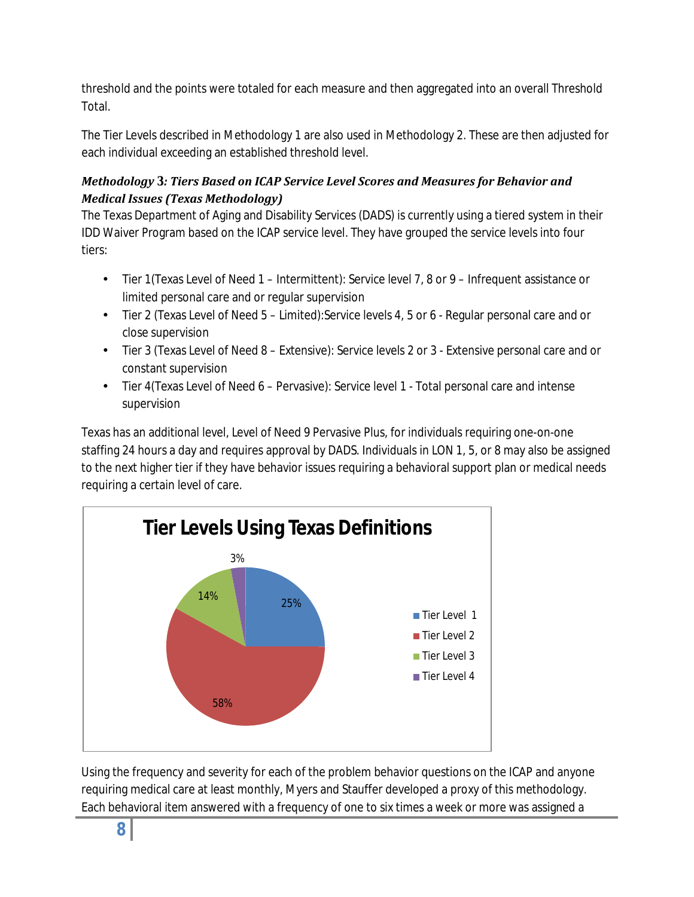threshold and the points were totaled for each measure and then aggregated into an overall Threshold Total.

The Tier Levels described in Methodology 1 are also used in Methodology 2. These are then adjusted for each individual exceeding an established threshold level.

***Methodology 3: Tiers Based on ICAP Service Level Scores and Measures for Behavior and Medical Issues (Texas Methodology)***

The Texas Department of Aging and Disability Services (DADS) is currently using a tiered system in their IDD Waiver Program based on the ICAP service level. They have grouped the service levels into four tiers:

- Tier 1(Texas Level of Need 1 – Intermittent): Service level 7, 8 or 9 – Infrequent assistance or limited personal care and or regular supervision
- Tier 2 (Texas Level of Need 5 – Limited):Service levels 4, 5 or 6 - Regular personal care and or close supervision
- Tier 3 (Texas Level of Need 8 – Extensive): Service levels 2 or 3 - Extensive personal care and or constant supervision
- Tier 4(Texas Level of Need 6 – Pervasive): Service level 1 - Total personal care and intense supervision

Texas has an additional level, Level of Need 9 Pervasive Plus, for individuals requiring one-on-one staffing 24 hours a day and requires approval by DADS. Individuals in LON 1, 5, or 8 may also be assigned to the next higher tier if they have behavior issues requiring a behavioral support plan or medical needs requiring a certain level of care.

**Tier Levels Using Texas Definitions**

| Tier Level | Percent |
|---|---|
| Tier Level 1 | 25% |
| Tier Level 2 | 58% |
| Tier Level 3 | 14% |
| Tier Level 4 | 3% |

Using the frequency and severity for each of the problem behavior questions on the ICAP and anyone requiring medical care at least monthly, Myers and Stauffer developed a proxy of this methodology. Each behavioral item answered with a frequency of one to six times a week or more was assigned a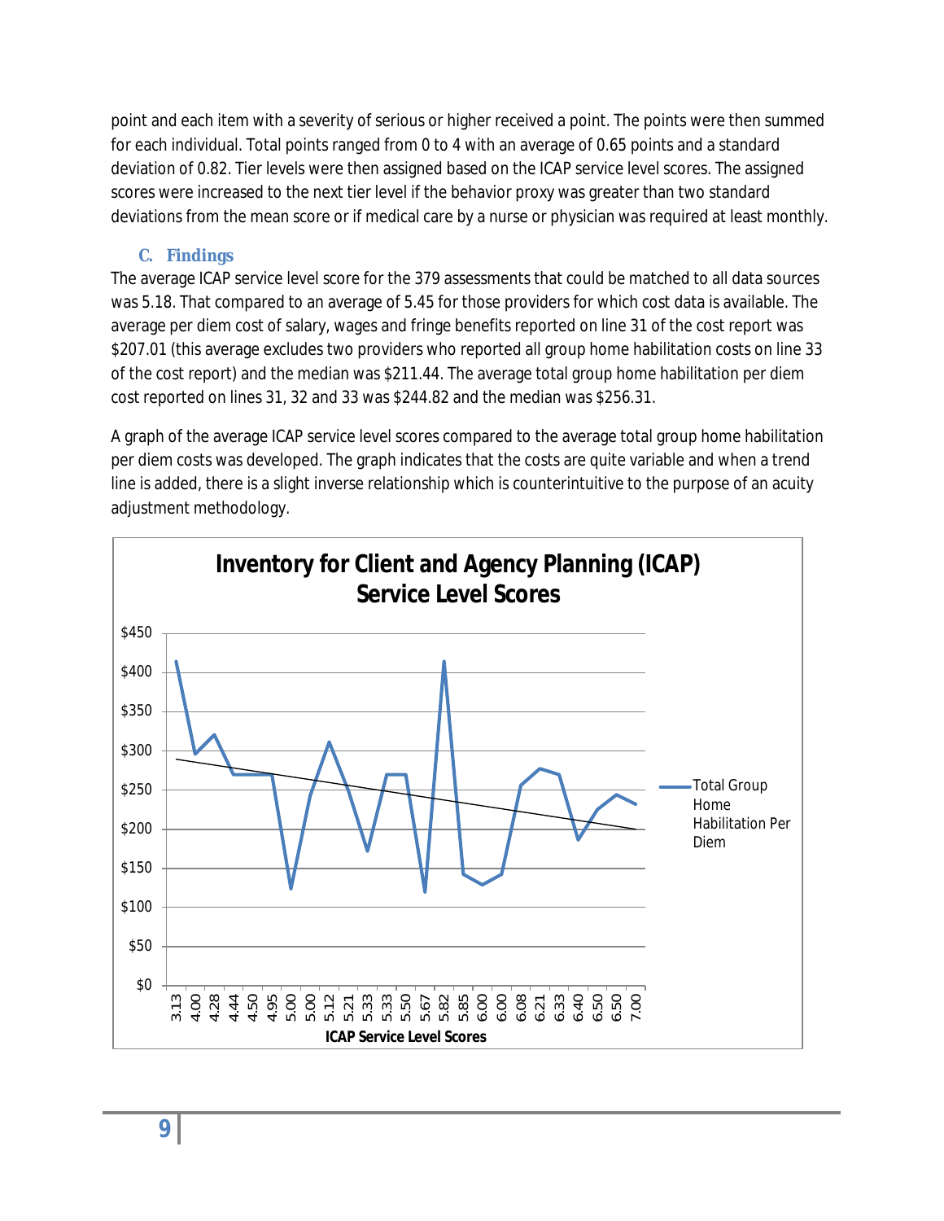point and each item with a severity of serious or higher received a point. The points were then summed for each individual. Total points ranged from 0 to 4 with an average of 0.65 points and a standard deviation of 0.82. Tier levels were then assigned based on the ICAP service level scores. The assigned scores were increased to the next tier level if the behavior proxy was greater than two standard deviations from the mean score or if medical care by a nurse or physician was required at least monthly.

### C. Findings

The average ICAP service level score for the 379 assessments that could be matched to all data sources was 5.18. That compared to an average of 5.45 for those providers for which cost data is available. The average per diem cost of salary, wages and fringe benefits reported on line 31 of the cost report was $207.01 (this average excludes two providers who reported all group home habilitation costs on line 33 of the cost report) and the median was $211.44. The average total group home habilitation per diem cost reported on lines 31, 32 and 33 was $244.82 and the median was $256.31.

A graph of the average ICAP service level scores compared to the average total group home habilitation per diem costs was developed. The graph indicates that the costs are quite variable and when a trend line is added, there is a slight inverse relationship which is counterintuitive to the purpose of an acuity adjustment methodology.

**Inventory for Client and Agency Planning (ICAP) Service Level Scores**

Y-axis: $0 to $450. X-axis: ICAP Service Level Scores (3.13, 4.00, 4.28, 4.44, 4.50, 4.95, 5.00, 5.00, 5.12, 5.21, 5.33, 5.33, 5.50, 5.67, 5.82, 5.85, 6.00, 6.00, 6.08, 6.21, 6.33, 6.40, 6.50, 6.50, 7.00). Legend: Total Group Home Habilitation Per Diem.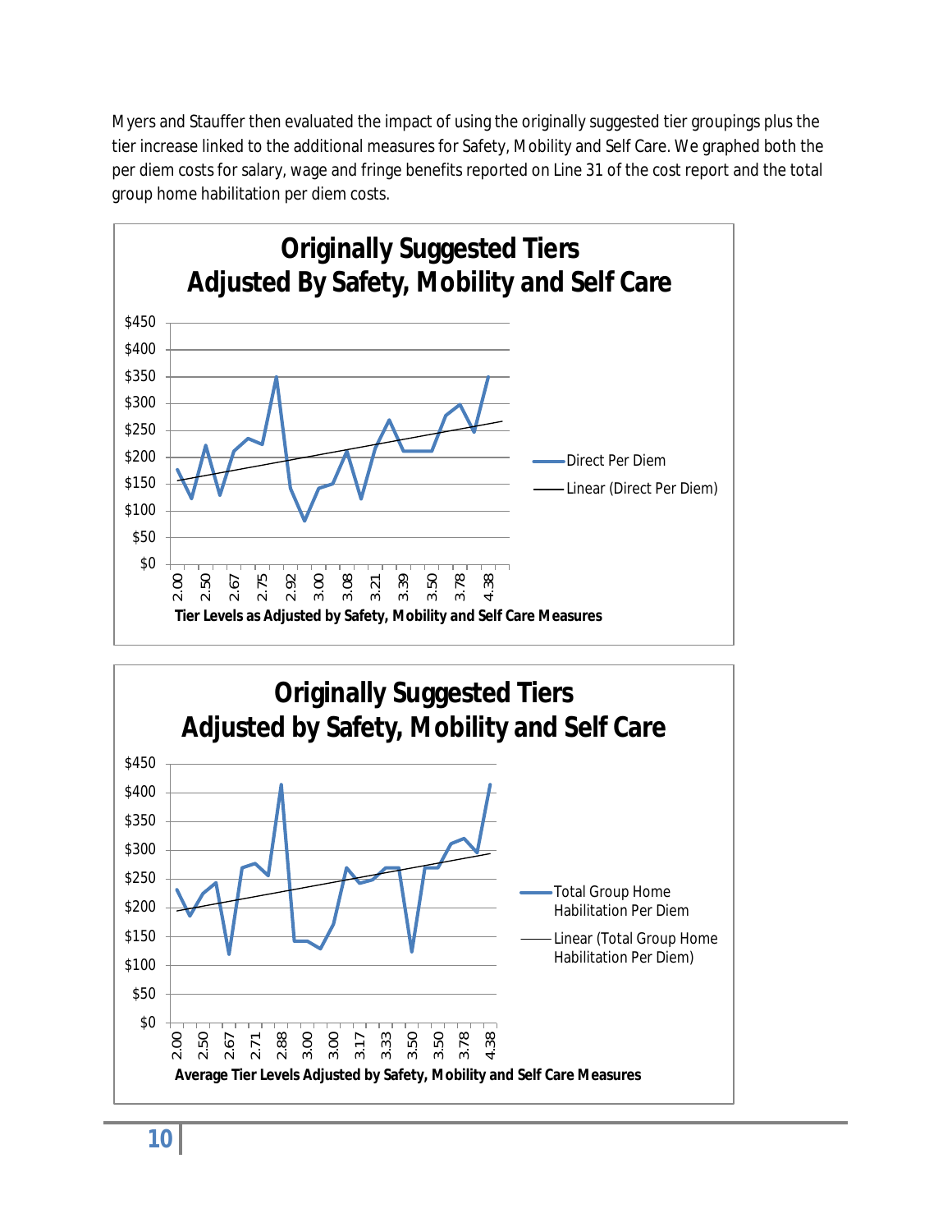Myers and Stauffer then evaluated the impact of using the originally suggested tier groupings plus the tier increase linked to the additional measures for Safety, Mobility and Self Care. We graphed both the per diem costs for salary, wage and fringe benefits reported on Line 31 of the cost report and the total group home habilitation per diem costs.

**Originally Suggested Tiers Adjusted By Safety, Mobility and Self Care**

Y-axis: $0, $50, $100, $150, $200, $250, $300, $350, $400, $450

X-axis: 2.00, 2.50, 2.67, 2.75, 2.92, 3.00, 3.08, 3.21, 3.39, 3.50, 3.78, 4.38

Tier Levels as Adjusted by Safety, Mobility and Self Care Measures

Legend: Direct Per Diem; Linear (Direct Per Diem)

**Originally Suggested Tiers Adjusted by Safety, Mobility and Self Care**

Y-axis: $0, $50, $100, $150, $200, $250, $300, $350, $400, $450

X-axis: 2.00, 2.50, 2.67, 2.71, 2.88, 3.00, 3.00, 3.17, 3.33, 3.50, 3.50, 3.78, 4.38

Average Tier Levels Adjusted by Safety, Mobility and Self Care Measures

Legend: Total Group Home Habilitation Per Diem; Linear (Total Group Home Habilitation Per Diem)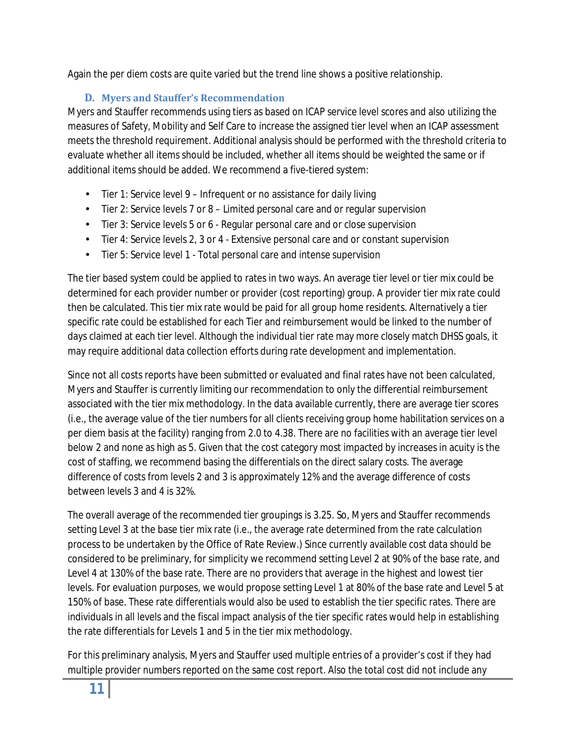Again the per diem costs are quite varied but the trend line shows a positive relationship.

### D. Myers and Stauffer's Recommendation

Myers and Stauffer recommends using tiers as based on ICAP service level scores and also utilizing the measures of Safety, Mobility and Self Care to increase the assigned tier level when an ICAP assessment meets the threshold requirement. Additional analysis should be performed with the threshold criteria to evaluate whether all items should be included, whether all items should be weighted the same or if additional items should be added. We recommend a five-tiered system:

- Tier 1: Service level 9 – Infrequent or no assistance for daily living
- Tier 2: Service levels 7 or 8 – Limited personal care and or regular supervision
- Tier 3: Service levels 5 or 6 - Regular personal care and or close supervision
- Tier 4: Service levels 2, 3 or 4 - Extensive personal care and or constant supervision
- Tier 5: Service level 1 - Total personal care and intense supervision

The tier based system could be applied to rates in two ways. An average tier level or tier mix could be determined for each provider number or provider (cost reporting) group. A provider tier mix rate could then be calculated. This tier mix rate would be paid for all group home residents. Alternatively a tier specific rate could be established for each Tier and reimbursement would be linked to the number of days claimed at each tier level. Although the individual tier rate may more closely match DHSS goals, it may require additional data collection efforts during rate development and implementation.

Since not all costs reports have been submitted or evaluated and final rates have not been calculated, Myers and Stauffer is currently limiting our recommendation to only the differential reimbursement associated with the tier mix methodology. In the data available currently, there are average tier scores (i.e., the average value of the tier numbers for all clients receiving group home habilitation services on a per diem basis at the facility) ranging from 2.0 to 4.38. There are no facilities with an average tier level below 2 and none as high as 5. Given that the cost category most impacted by increases in acuity is the cost of staffing, we recommend basing the differentials on the direct salary costs. The average difference of costs from levels 2 and 3 is approximately 12% and the average difference of costs between levels 3 and 4 is 32%.

The overall average of the recommended tier groupings is 3.25. So, Myers and Stauffer recommends setting Level 3 at the base tier mix rate (i.e., the average rate determined from the rate calculation process to be undertaken by the Office of Rate Review.) Since currently available cost data should be considered to be preliminary, for simplicity we recommend setting Level 2 at 90% of the base rate, and Level 4 at 130% of the base rate. There are no providers that average in the highest and lowest tier levels. For evaluation purposes, we would propose setting Level 1 at 80% of the base rate and Level 5 at 150% of base. These rate differentials would also be used to establish the tier specific rates. There are individuals in all levels and the fiscal impact analysis of the tier specific rates would help in establishing the rate differentials for Levels 1 and 5 in the tier mix methodology.

For this preliminary analysis, Myers and Stauffer used multiple entries of a provider's cost if they had multiple provider numbers reported on the same cost report. Also the total cost did not include any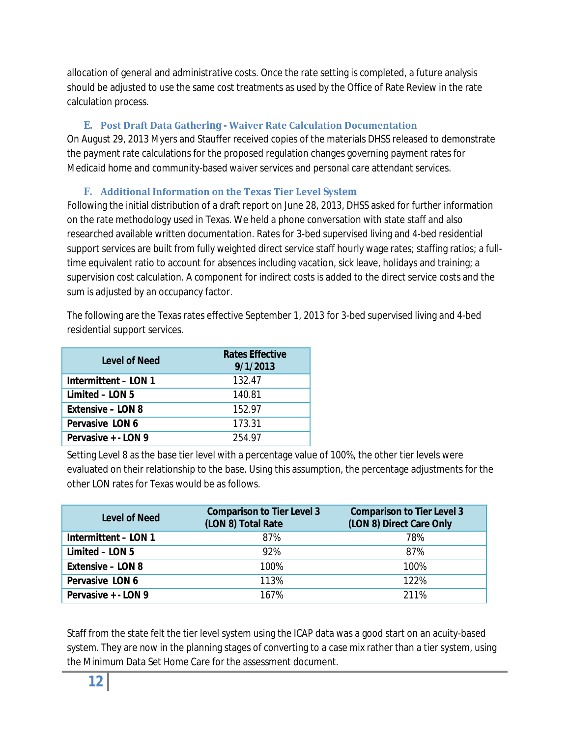allocation of general and administrative costs. Once the rate setting is completed, a future analysis should be adjusted to use the same cost treatments as used by the Office of Rate Review in the rate calculation process.

### E. Post Draft Data Gathering - Waiver Rate Calculation Documentation

On August 29, 2013 Myers and Stauffer received copies of the materials DHSS released to demonstrate the payment rate calculations for the proposed regulation changes governing payment rates for Medicaid home and community-based waiver services and personal care attendant services.

### F. Additional Information on the Texas Tier Level System

Following the initial distribution of a draft report on June 28, 2013, DHSS asked for further information on the rate methodology used in Texas. We held a phone conversation with state staff and also researched available written documentation. Rates for 3-bed supervised living and 4-bed residential support services are built from fully weighted direct service staff hourly wage rates; staffing ratios; a full-time equivalent ratio to account for absences including vacation, sick leave, holidays and training; a supervision cost calculation. A component for indirect costs is added to the direct service costs and the sum is adjusted by an occupancy factor.

The following are the Texas rates effective September 1, 2013 for 3-bed supervised living and 4-bed residential support services.

| Level of Need | Rates Effective 9/1/2013 |
|---|---|
| Intermittent – LON 1 | 132.47 |
| Limited – LON 5 | 140.81 |
| Extensive – LON 8 | 152.97 |
| Pervasive LON 6 | 173.31 |
| Pervasive + - LON 9 | 254.97 |

Setting Level 8 as the base tier level with a percentage value of 100%, the other tier levels were evaluated on their relationship to the base. Using this assumption, the percentage adjustments for the other LON rates for Texas would be as follows.

| Level of Need | Comparison to Tier Level 3 (LON 8) Total Rate | Comparison to Tier Level 3 (LON 8) Direct Care Only |
|---|---|---|
| Intermittent – LON 1 | 87% | 78% |
| Limited – LON 5 | 92% | 87% |
| Extensive – LON 8 | 100% | 100% |
| Pervasive LON 6 | 113% | 122% |
| Pervasive + - LON 9 | 167% | 211% |

Staff from the state felt the tier level system using the ICAP data was a good start on an acuity-based system. They are now in the planning stages of converting to a case mix rather than a tier system, using the Minimum Data Set Home Care for the assessment document.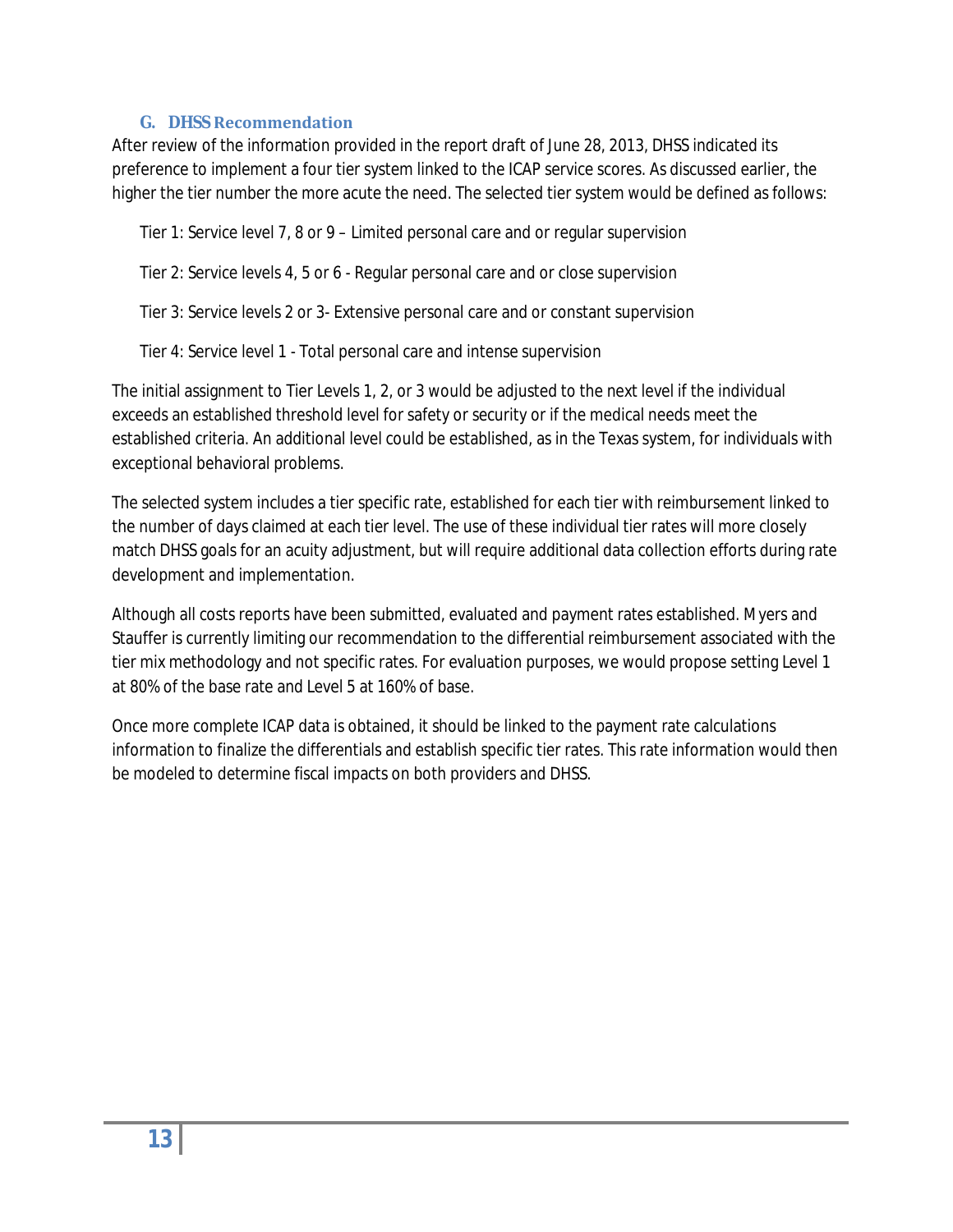### G. DHSS Recommendation

After review of the information provided in the report draft of June 28, 2013, DHSS indicated its preference to implement a four tier system linked to the ICAP service scores. As discussed earlier, the higher the tier number the more acute the need. The selected tier system would be defined as follows:

Tier 1: Service level 7, 8 or 9 – Limited personal care and or regular supervision

Tier 2: Service levels 4, 5 or 6 - Regular personal care and or close supervision

Tier 3: Service levels 2 or 3- Extensive personal care and or constant supervision

Tier 4: Service level 1 - Total personal care and intense supervision

The initial assignment to Tier Levels 1, 2, or 3 would be adjusted to the next level if the individual exceeds an established threshold level for safety or security or if the medical needs meet the established criteria. An additional level could be established, as in the Texas system, for individuals with exceptional behavioral problems.

The selected system includes a tier specific rate, established for each tier with reimbursement linked to the number of days claimed at each tier level. The use of these individual tier rates will more closely match DHSS goals for an acuity adjustment, but will require additional data collection efforts during rate development and implementation.

Although all costs reports have been submitted, evaluated and payment rates established. Myers and Stauffer is currently limiting our recommendation to the differential reimbursement associated with the tier mix methodology and not specific rates. For evaluation purposes, we would propose setting Level 1 at 80% of the base rate and Level 5 at 160% of base.

Once more complete ICAP data is obtained, it should be linked to the payment rate calculations information to finalize the differentials and establish specific tier rates. This rate information would then be modeled to determine fiscal impacts on both providers and DHSS.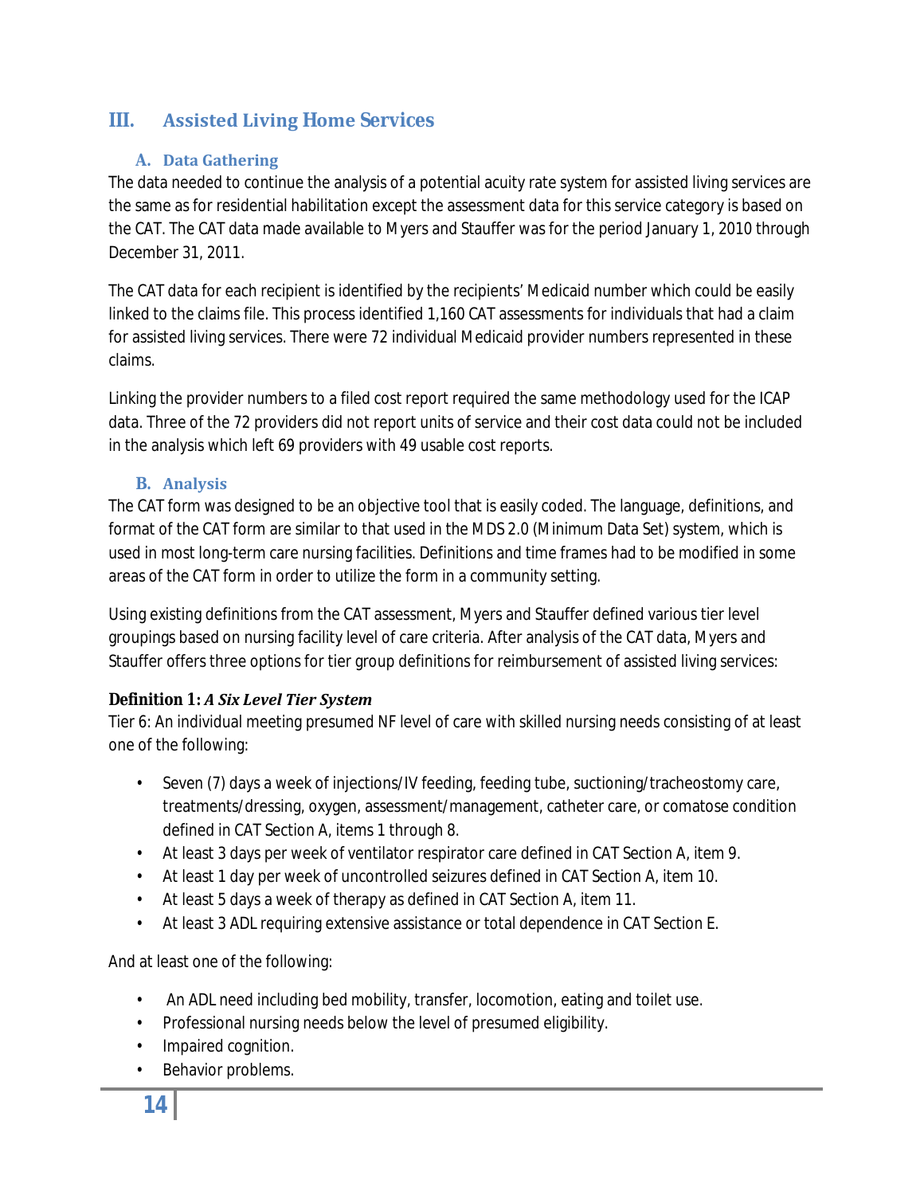## III. Assisted Living Home Services

### A. Data Gathering

The data needed to continue the analysis of a potential acuity rate system for assisted living services are the same as for residential habilitation except the assessment data for this service category is based on the CAT. The CAT data made available to Myers and Stauffer was for the period January 1, 2010 through December 31, 2011.

The CAT data for each recipient is identified by the recipients' Medicaid number which could be easily linked to the claims file. This process identified 1,160 CAT assessments for individuals that had a claim for assisted living services. There were 72 individual Medicaid provider numbers represented in these claims.

Linking the provider numbers to a filed cost report required the same methodology used for the ICAP data. Three of the 72 providers did not report units of service and their cost data could not be included in the analysis which left 69 providers with 49 usable cost reports.

### B. Analysis

The CAT form was designed to be an objective tool that is easily coded. The language, definitions, and format of the CAT form are similar to that used in the MDS 2.0 (Minimum Data Set) system, which is used in most long-term care nursing facilities. Definitions and time frames had to be modified in some areas of the CAT form in order to utilize the form in a community setting.

Using existing definitions from the CAT assessment, Myers and Stauffer defined various tier level groupings based on nursing facility level of care criteria. After analysis of the CAT data, Myers and Stauffer offers three options for tier group definitions for reimbursement of assisted living services:

**Definition 1:** ***A Six Level Tier System***

Tier 6: An individual meeting presumed NF level of care with skilled nursing needs consisting of at least one of the following:

- Seven (7) days a week of injections/IV feeding, feeding tube, suctioning/tracheostomy care, treatments/dressing, oxygen, assessment/management, catheter care, or comatose condition defined in CAT Section A, items 1 through 8.
- At least 3 days per week of ventilator respirator care defined in CAT Section A, item 9.
- At least 1 day per week of uncontrolled seizures defined in CAT Section A, item 10.
- At least 5 days a week of therapy as defined in CAT Section A, item 11.
- At least 3 ADL requiring extensive assistance or total dependence in CAT Section E.

And at least one of the following:

- An ADL need including bed mobility, transfer, locomotion, eating and toilet use.
- Professional nursing needs below the level of presumed eligibility.
- Impaired cognition.
- Behavior problems.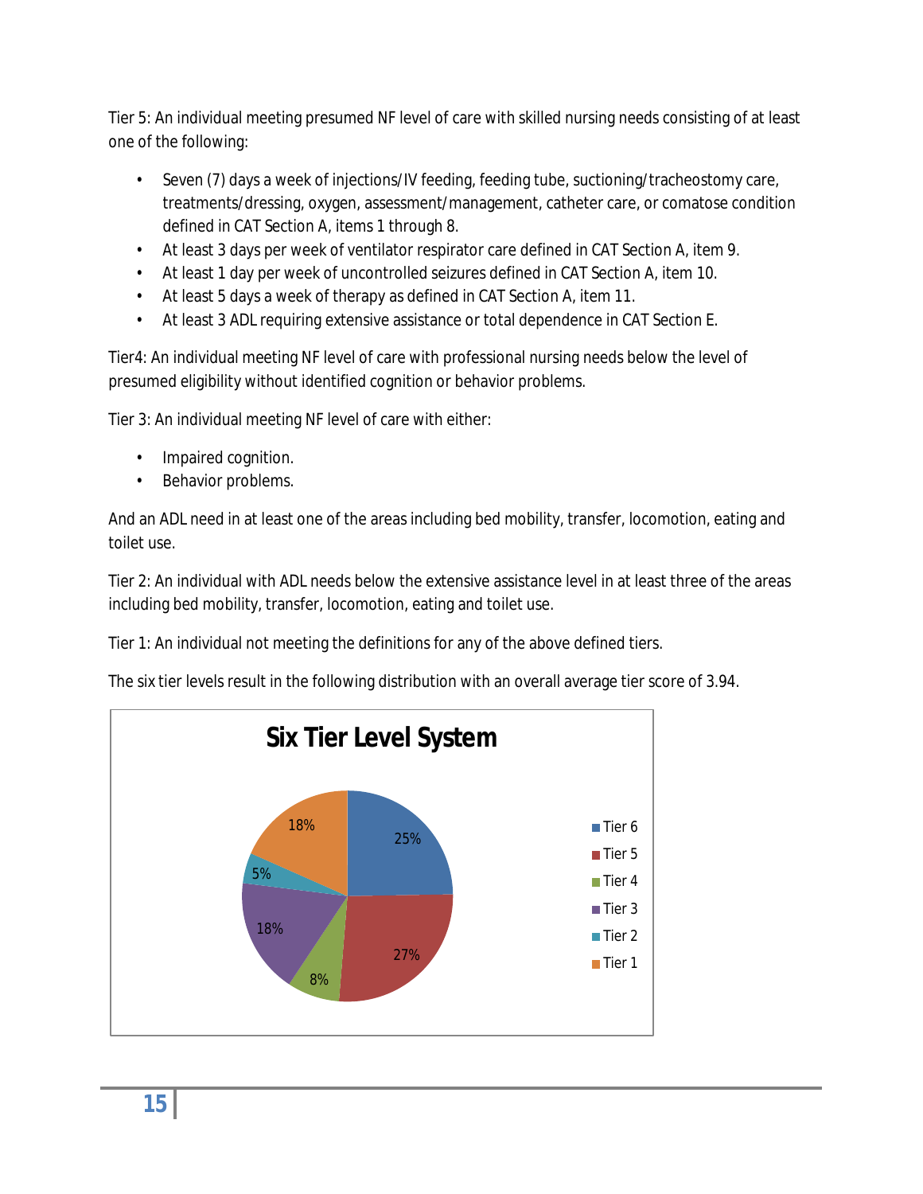Tier 5: An individual meeting presumed NF level of care with skilled nursing needs consisting of at least one of the following:

- Seven (7) days a week of injections/IV feeding, feeding tube, suctioning/tracheostomy care, treatments/dressing, oxygen, assessment/management, catheter care, or comatose condition defined in CAT Section A, items 1 through 8.
- At least 3 days per week of ventilator respirator care defined in CAT Section A, item 9.
- At least 1 day per week of uncontrolled seizures defined in CAT Section A, item 10.
- At least 5 days a week of therapy as defined in CAT Section A, item 11.
- At least 3 ADL requiring extensive assistance or total dependence in CAT Section E.

Tier4: An individual meeting NF level of care with professional nursing needs below the level of presumed eligibility without identified cognition or behavior problems.

Tier 3: An individual meeting NF level of care with either:

- Impaired cognition.
- Behavior problems.

And an ADL need in at least one of the areas including bed mobility, transfer, locomotion, eating and toilet use.

Tier 2: An individual with ADL needs below the extensive assistance level in at least three of the areas including bed mobility, transfer, locomotion, eating and toilet use.

Tier 1: An individual not meeting the definitions for any of the above defined tiers.

The six tier levels result in the following distribution with an overall average tier score of 3.94.

**Six Tier Level System**

| Tier | Percentage |
|---|---|
| Tier 6 | 25% |
| Tier 5 | 27% |
| Tier 4 | 8% |
| Tier 3 | 18% |
| Tier 2 | 5% |
| Tier 1 | 18% |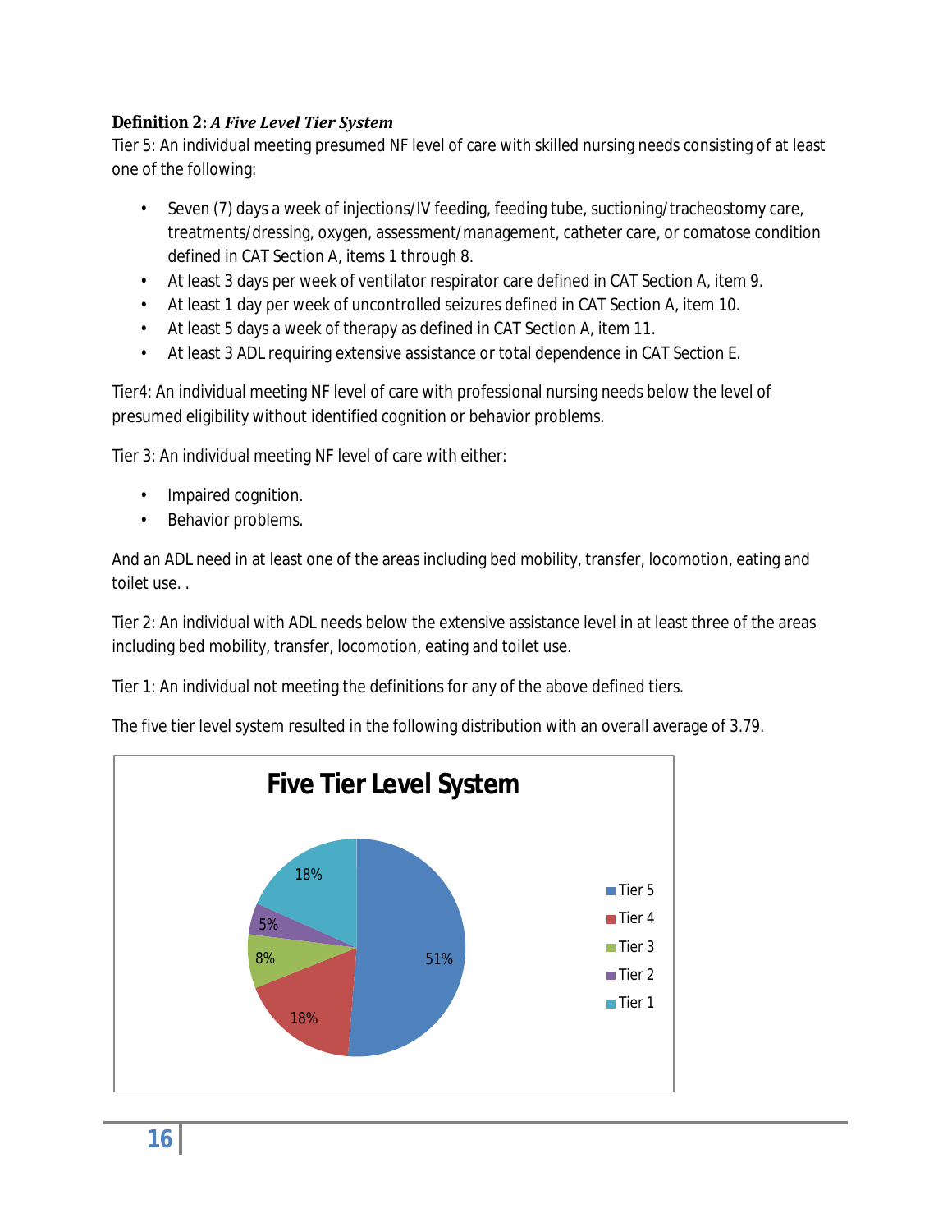**Definition 2:** ***A Five Level Tier System***

Tier 5: An individual meeting presumed NF level of care with skilled nursing needs consisting of at least one of the following:

- Seven (7) days a week of injections/IV feeding, feeding tube, suctioning/tracheostomy care, treatments/dressing, oxygen, assessment/management, catheter care, or comatose condition defined in CAT Section A, items 1 through 8.
- At least 3 days per week of ventilator respirator care defined in CAT Section A, item 9.
- At least 1 day per week of uncontrolled seizures defined in CAT Section A, item 10.
- At least 5 days a week of therapy as defined in CAT Section A, item 11.
- At least 3 ADL requiring extensive assistance or total dependence in CAT Section E.

Tier4: An individual meeting NF level of care with professional nursing needs below the level of presumed eligibility without identified cognition or behavior problems.

Tier 3: An individual meeting NF level of care with either:

- Impaired cognition.
- Behavior problems.

And an ADL need in at least one of the areas including bed mobility, transfer, locomotion, eating and toilet use. .

Tier 2: An individual with ADL needs below the extensive assistance level in at least three of the areas including bed mobility, transfer, locomotion, eating and toilet use.

Tier 1: An individual not meeting the definitions for any of the above defined tiers.

The five tier level system resulted in the following distribution with an overall average of 3.79.

**Five Tier Level System**

| Tier | Percent |
|---|---|
| Tier 5 | 51% |
| Tier 4 | 18% |
| Tier 3 | 8% |
| Tier 2 | 5% |
| Tier 1 | 18% |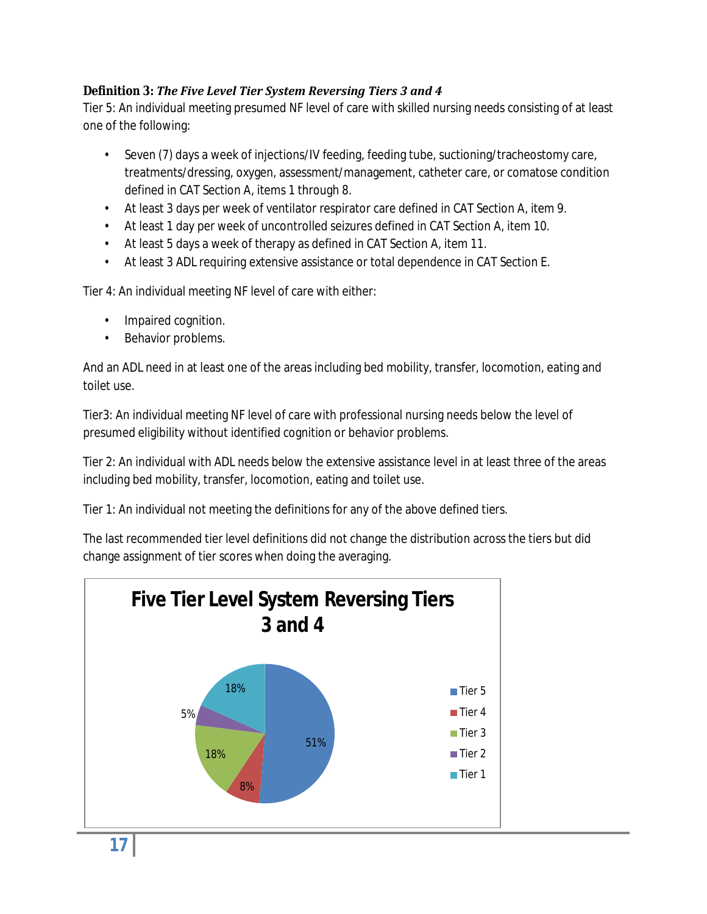**Definition 3:** ***The Five Level Tier System Reversing Tiers 3 and 4***

Tier 5: An individual meeting presumed NF level of care with skilled nursing needs consisting of at least one of the following:

- Seven (7) days a week of injections/IV feeding, feeding tube, suctioning/tracheostomy care, treatments/dressing, oxygen, assessment/management, catheter care, or comatose condition defined in CAT Section A, items 1 through 8.
- At least 3 days per week of ventilator respirator care defined in CAT Section A, item 9.
- At least 1 day per week of uncontrolled seizures defined in CAT Section A, item 10.
- At least 5 days a week of therapy as defined in CAT Section A, item 11.
- At least 3 ADL requiring extensive assistance or total dependence in CAT Section E.

Tier 4: An individual meeting NF level of care with either:

- Impaired cognition.
- Behavior problems.

And an ADL need in at least one of the areas including bed mobility, transfer, locomotion, eating and toilet use.

Tier3: An individual meeting NF level of care with professional nursing needs below the level of presumed eligibility without identified cognition or behavior problems.

Tier 2: An individual with ADL needs below the extensive assistance level in at least three of the areas including bed mobility, transfer, locomotion, eating and toilet use.

Tier 1: An individual not meeting the definitions for any of the above defined tiers.

The last recommended tier level definitions did not change the distribution across the tiers but did change assignment of tier scores when doing the averaging.

**Five Tier Level System Reversing Tiers 3 and 4**

| Tier | Percentage |
|---|---|
| Tier 5 | 51% |
| Tier 4 | 8% |
| Tier 3 | 18% |
| Tier 2 | 5% |
| Tier 1 | 18% |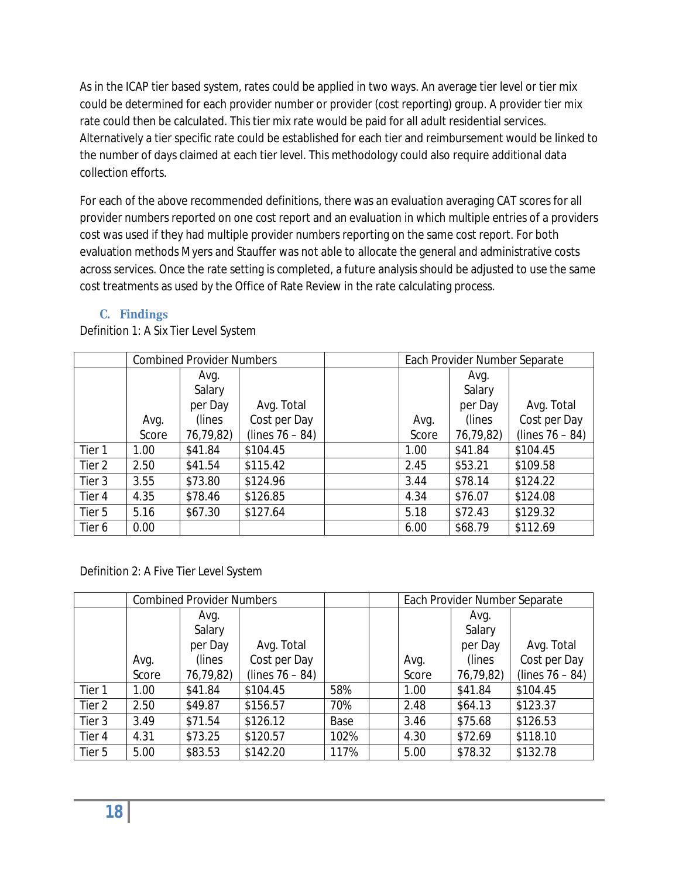As in the ICAP tier based system, rates could be applied in two ways. An average tier level or tier mix could be determined for each provider number or provider (cost reporting) group. A provider tier mix rate could then be calculated. This tier mix rate would be paid for all adult residential services. Alternatively a tier specific rate could be established for each tier and reimbursement would be linked to the number of days claimed at each tier level. This methodology could also require additional data collection efforts.

For each of the above recommended definitions, there was an evaluation averaging CAT scores for all provider numbers reported on one cost report and an evaluation in which multiple entries of a providers cost was used if they had multiple provider numbers reporting on the same cost report. For both evaluation methods Myers and Stauffer was not able to allocate the general and administrative costs across services. Once the rate setting is completed, a future analysis should be adjusted to use the same cost treatments as used by the Office of Rate Review in the rate calculating process.

### C. Findings

Definition 1: A Six Tier Level System

| | Combined Provider Numbers | | | | Each Provider Number Separate | | |
|---|---|---|---|---|---|---|---|
| | Avg. Score | Avg. Salary per Day (lines 76,79,82) | Avg. Total Cost per Day (lines 76 – 84) | | Avg. Score | Avg. Salary per Day (lines 76,79,82) | Avg. Total Cost per Day (lines 76 – 84) |
| Tier 1 | 1.00 | $41.84 | $104.45 | | 1.00 | $41.84 | $104.45 |
| Tier 2 | 2.50 | $41.54 | $115.42 | | 2.45 | $53.21 | $109.58 |
| Tier 3 | 3.55 | $73.80 | $124.96 | | 3.44 | $78.14 | $124.22 |
| Tier 4 | 4.35 | $78.46 | $126.85 | | 4.34 | $76.07 | $124.08 |
| Tier 5 | 5.16 | $67.30 | $127.64 | | 5.18 | $72.43 | $129.32 |
| Tier 6 | 0.00 | | | | 6.00 | $68.79 | $112.69 |

Definition 2: A Five Tier Level System

| | Combined Provider Numbers | | | | | Each Provider Number Separate | | |
|---|---|---|---|---|---|---|---|---|
| | Avg. Score | Avg. Salary per Day (lines 76,79,82) | Avg. Total Cost per Day (lines 76 – 84) | | | Avg. Score | Avg. Salary per Day (lines 76,79,82) | Avg. Total Cost per Day (lines 76 – 84) |
| Tier 1 | 1.00 | $41.84 | $104.45 | 58% | | 1.00 | $41.84 | $104.45 |
| Tier 2 | 2.50 | $49.87 | $156.57 | 70% | | 2.48 | $64.13 | $123.37 |
| Tier 3 | 3.49 | $71.54 | $126.12 | Base | | 3.46 | $75.68 | $126.53 |
| Tier 4 | 4.31 | $73.25 | $120.57 | 102% | | 4.30 | $72.69 | $118.10 |
| Tier 5 | 5.00 | $83.53 | $142.20 | 117% | | 5.00 | $78.32 | $132.78 |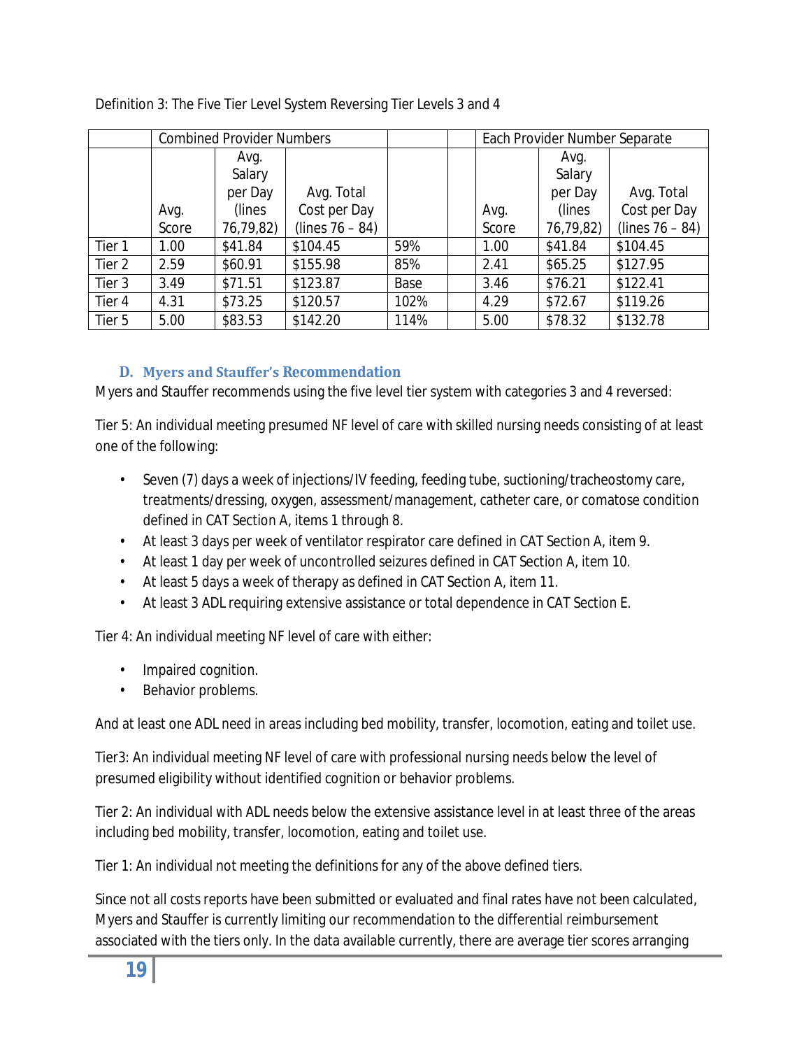Definition 3: The Five Tier Level System Reversing Tier Levels 3 and 4

| | Combined Provider Numbers | | | | | Each Provider Number Separate | | |
|---|---|---|---|---|---|---|---|---|
| | Avg. Score | Avg. Salary per Day (lines 76,79,82) | Avg. Total Cost per Day (lines 76 – 84) | | | Avg. Score | Avg. Salary per Day (lines 76,79,82) | Avg. Total Cost per Day (lines 76 – 84) |
| Tier 1 | 1.00 | $41.84 | $104.45 | 59% | | 1.00 | $41.84 | $104.45 |
| Tier 2 | 2.59 | $60.91 | $155.98 | 85% | | 2.41 | $65.25 | $127.95 |
| Tier 3 | 3.49 | $71.51 | $123.87 | Base | | 3.46 | $76.21 | $122.41 |
| Tier 4 | 4.31 | $73.25 | $120.57 | 102% | | 4.29 | $72.67 | $119.26 |
| Tier 5 | 5.00 | $83.53 | $142.20 | 114% | | 5.00 | $78.32 | $132.78 |

### D. Myers and Stauffer's Recommendation

Myers and Stauffer recommends using the five level tier system with categories 3 and 4 reversed:

Tier 5: An individual meeting presumed NF level of care with skilled nursing needs consisting of at least one of the following:

- Seven (7) days a week of injections/IV feeding, feeding tube, suctioning/tracheostomy care, treatments/dressing, oxygen, assessment/management, catheter care, or comatose condition defined in CAT Section A, items 1 through 8.
- At least 3 days per week of ventilator respirator care defined in CAT Section A, item 9.
- At least 1 day per week of uncontrolled seizures defined in CAT Section A, item 10.
- At least 5 days a week of therapy as defined in CAT Section A, item 11.
- At least 3 ADL requiring extensive assistance or total dependence in CAT Section E.

Tier 4: An individual meeting NF level of care with either:

- Impaired cognition.
- Behavior problems.

And at least one ADL need in areas including bed mobility, transfer, locomotion, eating and toilet use.

Tier3: An individual meeting NF level of care with professional nursing needs below the level of presumed eligibility without identified cognition or behavior problems.

Tier 2: An individual with ADL needs below the extensive assistance level in at least three of the areas including bed mobility, transfer, locomotion, eating and toilet use.

Tier 1: An individual not meeting the definitions for any of the above defined tiers.

Since not all costs reports have been submitted or evaluated and final rates have not been calculated, Myers and Stauffer is currently limiting our recommendation to the differential reimbursement associated with the tiers only. In the data available currently, there are average tier scores arranging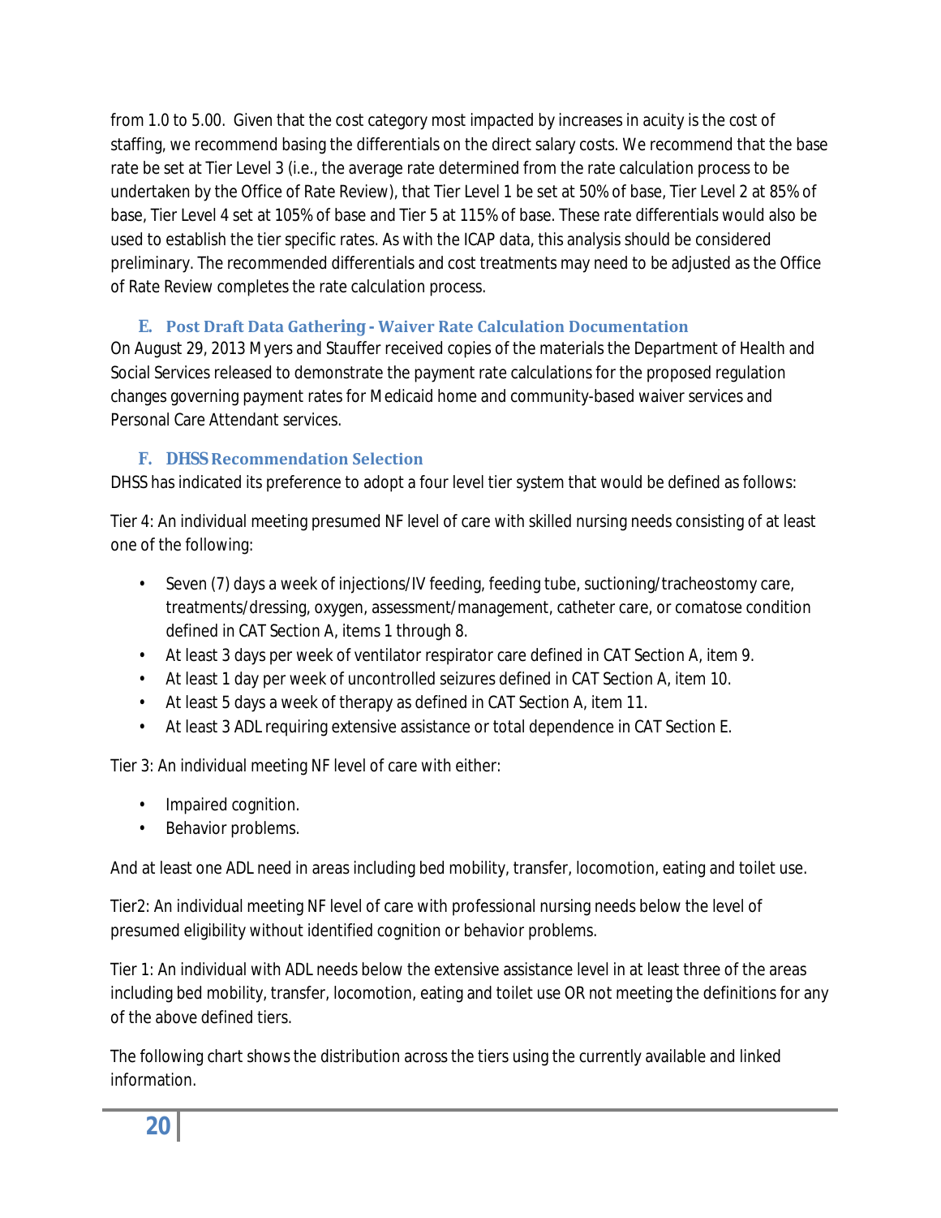from 1.0 to 5.00. Given that the cost category most impacted by increases in acuity is the cost of staffing, we recommend basing the differentials on the direct salary costs. We recommend that the base rate be set at Tier Level 3 (i.e., the average rate determined from the rate calculation process to be undertaken by the Office of Rate Review), that Tier Level 1 be set at 50% of base, Tier Level 2 at 85% of base, Tier Level 4 set at 105% of base and Tier 5 at 115% of base. These rate differentials would also be used to establish the tier specific rates. As with the ICAP data, this analysis should be considered preliminary. The recommended differentials and cost treatments may need to be adjusted as the Office of Rate Review completes the rate calculation process.

### E. Post Draft Data Gathering - Waiver Rate Calculation Documentation

On August 29, 2013 Myers and Stauffer received copies of the materials the Department of Health and Social Services released to demonstrate the payment rate calculations for the proposed regulation changes governing payment rates for Medicaid home and community-based waiver services and Personal Care Attendant services.

### F. DHSS Recommendation Selection

DHSS has indicated its preference to adopt a four level tier system that would be defined as follows:

Tier 4: An individual meeting presumed NF level of care with skilled nursing needs consisting of at least one of the following:

- Seven (7) days a week of injections/IV feeding, feeding tube, suctioning/tracheostomy care, treatments/dressing, oxygen, assessment/management, catheter care, or comatose condition defined in CAT Section A, items 1 through 8.
- At least 3 days per week of ventilator respirator care defined in CAT Section A, item 9.
- At least 1 day per week of uncontrolled seizures defined in CAT Section A, item 10.
- At least 5 days a week of therapy as defined in CAT Section A, item 11.
- At least 3 ADL requiring extensive assistance or total dependence in CAT Section E.

Tier 3: An individual meeting NF level of care with either:

- Impaired cognition.
- Behavior problems.

And at least one ADL need in areas including bed mobility, transfer, locomotion, eating and toilet use.

Tier2: An individual meeting NF level of care with professional nursing needs below the level of presumed eligibility without identified cognition or behavior problems.

Tier 1: An individual with ADL needs below the extensive assistance level in at least three of the areas including bed mobility, transfer, locomotion, eating and toilet use OR not meeting the definitions for any of the above defined tiers.

The following chart shows the distribution across the tiers using the currently available and linked information.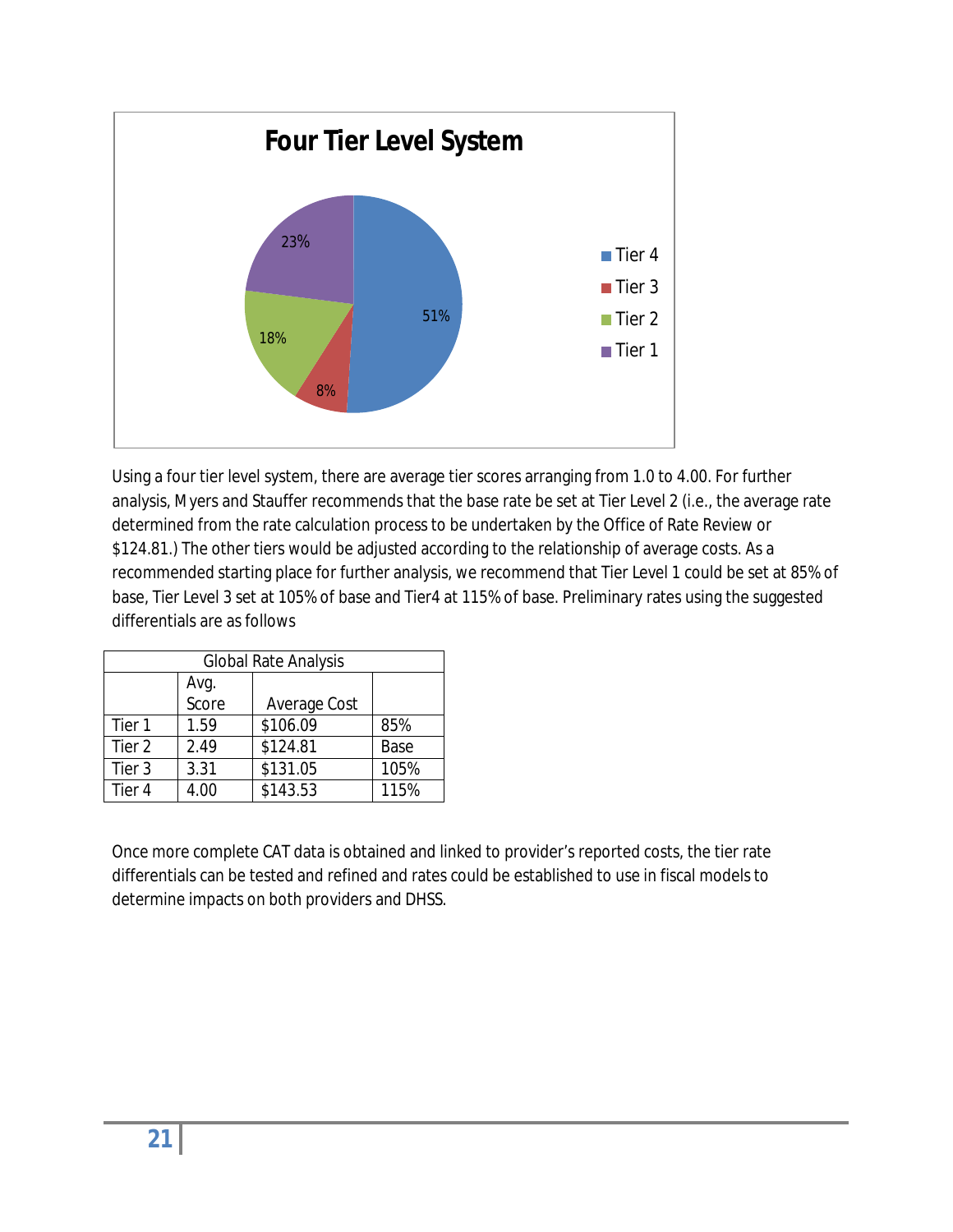**Four Tier Level System**

Using a four tier level system, there are average tier scores arranging from 1.0 to 4.00. For further analysis, Myers and Stauffer recommends that the base rate be set at Tier Level 2 (i.e., the average rate determined from the rate calculation process to be undertaken by the Office of Rate Review or $124.81.) The other tiers would be adjusted according to the relationship of average costs. As a recommended starting place for further analysis, we recommend that Tier Level 1 could be set at 85% of base, Tier Level 3 set at 105% of base and Tier4 at 115% of base. Preliminary rates using the suggested differentials are as follows

| Global Rate Analysis | | | |
|---|---|---|---|
| | Avg. Score | Average Cost | |
| Tier 1 | 1.59 | $106.09 | 85% |
| Tier 2 | 2.49 | $124.81 | Base |
| Tier 3 | 3.31 | $131.05 | 105% |
| Tier 4 | 4.00 | $143.53 | 115% |

Once more complete CAT data is obtained and linked to provider's reported costs, the tier rate differentials can be tested and refined and rates could be established to use in fiscal models to determine impacts on both providers and DHSS.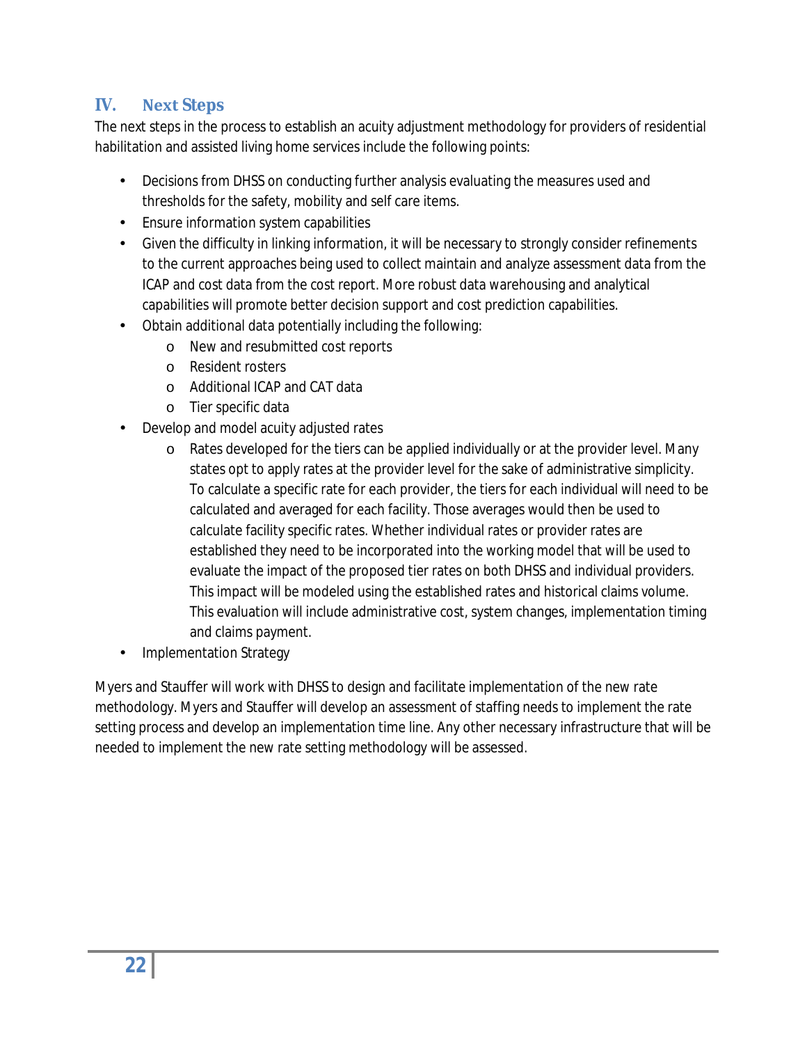## IV. Next Steps

The next steps in the process to establish an acuity adjustment methodology for providers of residential habilitation and assisted living home services include the following points:

- Decisions from DHSS on conducting further analysis evaluating the measures used and thresholds for the safety, mobility and self care items.
- Ensure information system capabilities
- Given the difficulty in linking information, it will be necessary to strongly consider refinements to the current approaches being used to collect maintain and analyze assessment data from the ICAP and cost data from the cost report. More robust data warehousing and analytical capabilities will promote better decision support and cost prediction capabilities.
- Obtain additional data potentially including the following:
  - New and resubmitted cost reports
  - Resident rosters
  - Additional ICAP and CAT data
  - Tier specific data
- Develop and model acuity adjusted rates
  - Rates developed for the tiers can be applied individually or at the provider level. Many states opt to apply rates at the provider level for the sake of administrative simplicity. To calculate a specific rate for each provider, the tiers for each individual will need to be calculated and averaged for each facility. Those averages would then be used to calculate facility specific rates. Whether individual rates or provider rates are established they need to be incorporated into the working model that will be used to evaluate the impact of the proposed tier rates on both DHSS and individual providers. This impact will be modeled using the established rates and historical claims volume. This evaluation will include administrative cost, system changes, implementation timing and claims payment.
- Implementation Strategy

Myers and Stauffer will work with DHSS to design and facilitate implementation of the new rate methodology. Myers and Stauffer will develop an assessment of staffing needs to implement the rate setting process and develop an implementation time line. Any other necessary infrastructure that will be needed to implement the new rate setting methodology will be assessed.